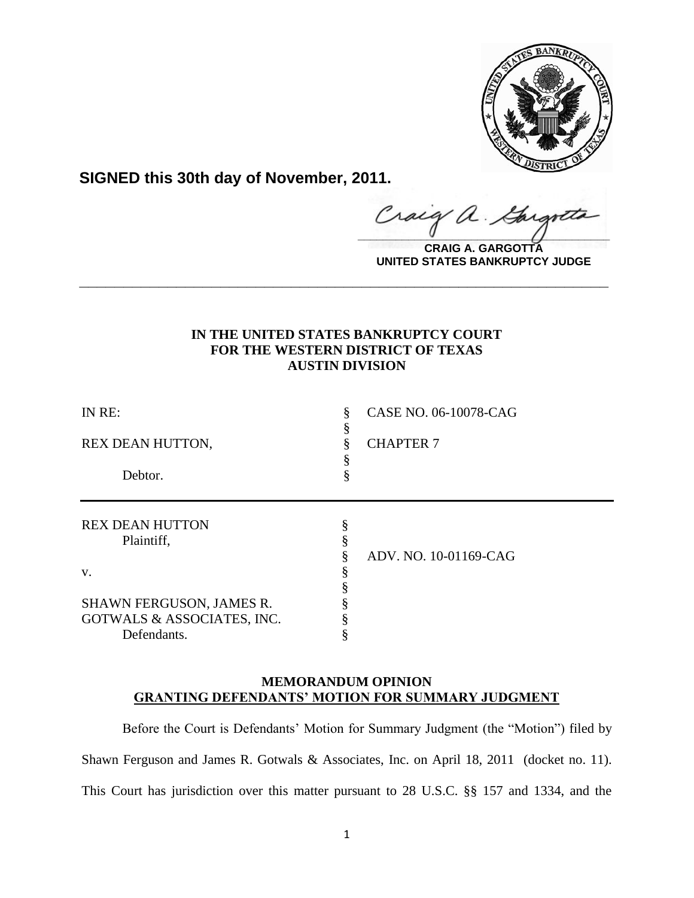**SIGNED this 30th day of November, 2011.**

**CRAIG A. GARGOTTA**
**UNITED STATES BANKRUPTCY JUDGE**

---

**IN THE UNITED STATES BANKRUPTCY COURT**
**FOR THE WESTERN DISTRICT OF TEXAS**
**AUSTIN DIVISION**

| | | |
|---|---|---|
| IN RE: | § | CASE NO. 06-10078-CAG |
| | § | |
| REX DEAN HUTTON, | § | CHAPTER 7 |
| | § | |
| Debtor. | § | |

| | | |
|---|---|---|
| REX DEAN HUTTON | § | |
| Plaintiff, | § | |
| | § | ADV. NO. 10-01169-CAG |
| v. | § | |
| | § | |
| SHAWN FERGUSON, JAMES R. | § | |
| GOTWALS & ASSOCIATES, INC. | § | |
| Defendants. | § | |

**MEMORANDUM OPINION**
**GRANTING DEFENDANTS' MOTION FOR SUMMARY JUDGMENT**

Before the Court is Defendants' Motion for Summary Judgment (the "Motion") filed by Shawn Ferguson and James R. Gotwals & Associates, Inc. on April 18, 2011 (docket no. 11). This Court has jurisdiction over this matter pursuant to 28 U.S.C. §§ 157 and 1334, and the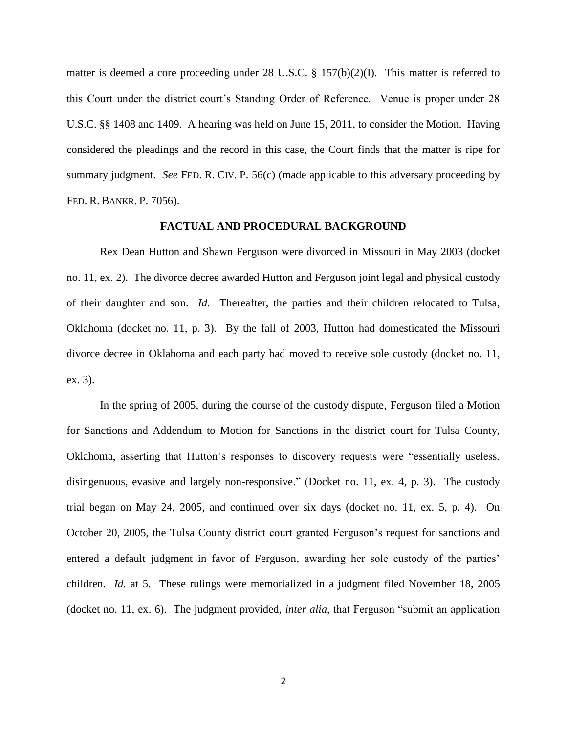matter is deemed a core proceeding under 28 U.S.C. § 157(b)(2)(I). This matter is referred to this Court under the district court's Standing Order of Reference. Venue is proper under 28 U.S.C. §§ 1408 and 1409. A hearing was held on June 15, 2011, to consider the Motion. Having considered the pleadings and the record in this case, the Court finds that the matter is ripe for summary judgment. *See* FED. R. CIV. P. 56(c) (made applicable to this adversary proceeding by FED. R. BANKR. P. 7056).

**FACTUAL AND PROCEDURAL BACKGROUND**

Rex Dean Hutton and Shawn Ferguson were divorced in Missouri in May 2003 (docket no. 11, ex. 2). The divorce decree awarded Hutton and Ferguson joint legal and physical custody of their daughter and son. *Id.* Thereafter, the parties and their children relocated to Tulsa, Oklahoma (docket no. 11, p. 3). By the fall of 2003, Hutton had domesticated the Missouri divorce decree in Oklahoma and each party had moved to receive sole custody (docket no. 11, ex. 3).

In the spring of 2005, during the course of the custody dispute, Ferguson filed a Motion for Sanctions and Addendum to Motion for Sanctions in the district court for Tulsa County, Oklahoma, asserting that Hutton's responses to discovery requests were "essentially useless, disingenuous, evasive and largely non-responsive." (Docket no. 11, ex. 4, p. 3). The custody trial began on May 24, 2005, and continued over six days (docket no. 11, ex. 5, p. 4). On October 20, 2005, the Tulsa County district court granted Ferguson's request for sanctions and entered a default judgment in favor of Ferguson, awarding her sole custody of the parties' children. *Id.* at 5. These rulings were memorialized in a judgment filed November 18, 2005 (docket no. 11, ex. 6). The judgment provided, *inter alia*, that Ferguson "submit an application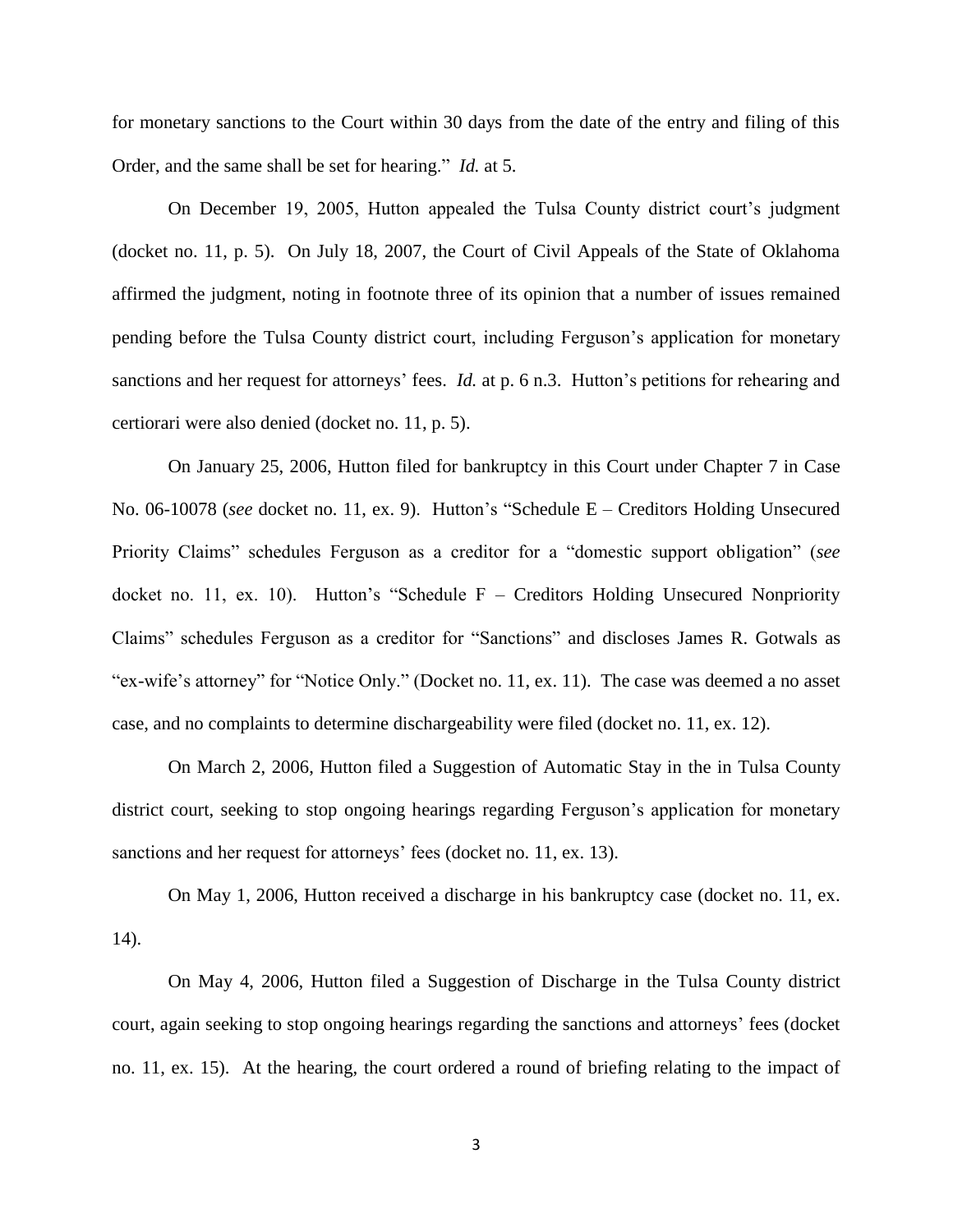for monetary sanctions to the Court within 30 days from the date of the entry and filing of this Order, and the same shall be set for hearing." *Id.* at 5.

On December 19, 2005, Hutton appealed the Tulsa County district court's judgment (docket no. 11, p. 5). On July 18, 2007, the Court of Civil Appeals of the State of Oklahoma affirmed the judgment, noting in footnote three of its opinion that a number of issues remained pending before the Tulsa County district court, including Ferguson's application for monetary sanctions and her request for attorneys' fees. *Id.* at p. 6 n.3. Hutton's petitions for rehearing and certiorari were also denied (docket no. 11, p. 5).

On January 25, 2006, Hutton filed for bankruptcy in this Court under Chapter 7 in Case No. 06-10078 (*see* docket no. 11, ex. 9). Hutton's "Schedule E – Creditors Holding Unsecured Priority Claims" schedules Ferguson as a creditor for a "domestic support obligation" (*see* docket no. 11, ex. 10). Hutton's "Schedule F – Creditors Holding Unsecured Nonpriority Claims" schedules Ferguson as a creditor for "Sanctions" and discloses James R. Gotwals as "ex-wife's attorney" for "Notice Only." (Docket no. 11, ex. 11). The case was deemed a no asset case, and no complaints to determine dischargeability were filed (docket no. 11, ex. 12).

On March 2, 2006, Hutton filed a Suggestion of Automatic Stay in the in Tulsa County district court, seeking to stop ongoing hearings regarding Ferguson's application for monetary sanctions and her request for attorneys' fees (docket no. 11, ex. 13).

On May 1, 2006, Hutton received a discharge in his bankruptcy case (docket no. 11, ex. 14).

On May 4, 2006, Hutton filed a Suggestion of Discharge in the Tulsa County district court, again seeking to stop ongoing hearings regarding the sanctions and attorneys' fees (docket no. 11, ex. 15). At the hearing, the court ordered a round of briefing relating to the impact of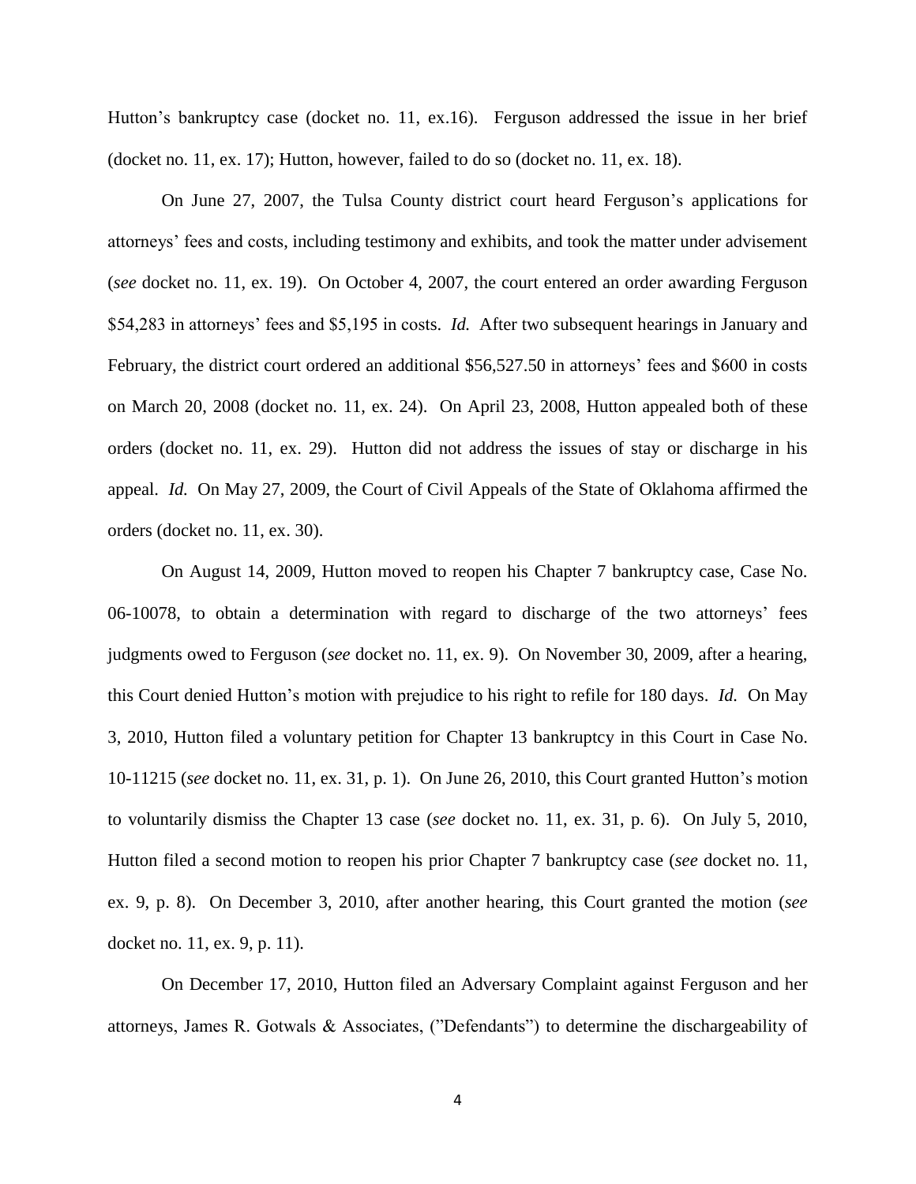Hutton's bankruptcy case (docket no. 11, ex.16). Ferguson addressed the issue in her brief (docket no. 11, ex. 17); Hutton, however, failed to do so (docket no. 11, ex. 18).

On June 27, 2007, the Tulsa County district court heard Ferguson's applications for attorneys' fees and costs, including testimony and exhibits, and took the matter under advisement (*see* docket no. 11, ex. 19). On October 4, 2007, the court entered an order awarding Ferguson \$54,283 in attorneys' fees and \$5,195 in costs. *Id.* After two subsequent hearings in January and February, the district court ordered an additional \$56,527.50 in attorneys' fees and \$600 in costs on March 20, 2008 (docket no. 11, ex. 24). On April 23, 2008, Hutton appealed both of these orders (docket no. 11, ex. 29). Hutton did not address the issues of stay or discharge in his appeal. *Id.* On May 27, 2009, the Court of Civil Appeals of the State of Oklahoma affirmed the orders (docket no. 11, ex. 30).

On August 14, 2009, Hutton moved to reopen his Chapter 7 bankruptcy case, Case No. 06-10078, to obtain a determination with regard to discharge of the two attorneys' fees judgments owed to Ferguson (*see* docket no. 11, ex. 9). On November 30, 2009, after a hearing, this Court denied Hutton's motion with prejudice to his right to refile for 180 days. *Id.* On May 3, 2010, Hutton filed a voluntary petition for Chapter 13 bankruptcy in this Court in Case No. 10-11215 (*see* docket no. 11, ex. 31, p. 1). On June 26, 2010, this Court granted Hutton's motion to voluntarily dismiss the Chapter 13 case (*see* docket no. 11, ex. 31, p. 6). On July 5, 2010, Hutton filed a second motion to reopen his prior Chapter 7 bankruptcy case (*see* docket no. 11, ex. 9, p. 8). On December 3, 2010, after another hearing, this Court granted the motion (*see* docket no. 11, ex. 9, p. 11).

On December 17, 2010, Hutton filed an Adversary Complaint against Ferguson and her attorneys, James R. Gotwals & Associates, ("Defendants") to determine the dischargeability of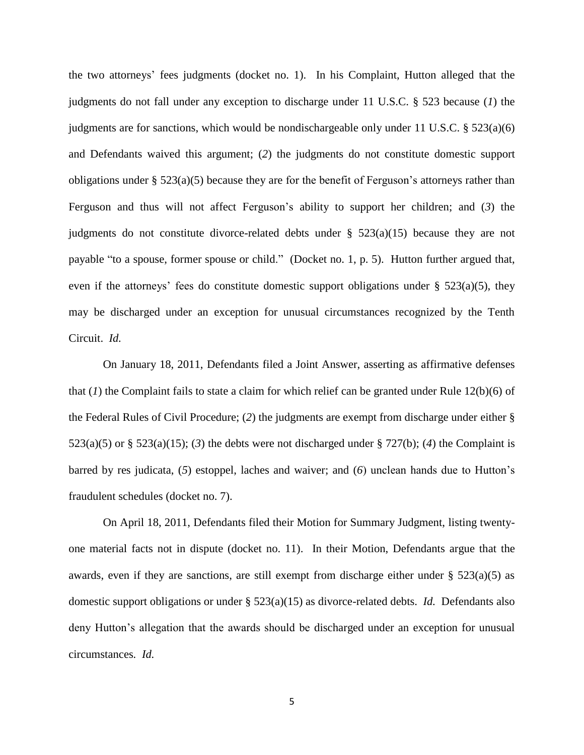the two attorneys' fees judgments (docket no. 1). In his Complaint, Hutton alleged that the judgments do not fall under any exception to discharge under 11 U.S.C. § 523 because (*1*) the judgments are for sanctions, which would be nondischargeable only under 11 U.S.C. § 523(a)(6) and Defendants waived this argument; (*2*) the judgments do not constitute domestic support obligations under § 523(a)(5) because they are for the benefit of Ferguson's attorneys rather than Ferguson and thus will not affect Ferguson's ability to support her children; and (*3*) the judgments do not constitute divorce-related debts under § 523(a)(15) because they are not payable "to a spouse, former spouse or child." (Docket no. 1, p. 5). Hutton further argued that, even if the attorneys' fees do constitute domestic support obligations under § 523(a)(5), they may be discharged under an exception for unusual circumstances recognized by the Tenth Circuit. *Id.*

On January 18, 2011, Defendants filed a Joint Answer, asserting as affirmative defenses that (*1*) the Complaint fails to state a claim for which relief can be granted under Rule 12(b)(6) of the Federal Rules of Civil Procedure; (*2*) the judgments are exempt from discharge under either § 523(a)(5) or § 523(a)(15); (*3*) the debts were not discharged under § 727(b); (*4*) the Complaint is barred by res judicata, (*5*) estoppel, laches and waiver; and (*6*) unclean hands due to Hutton's fraudulent schedules (docket no. 7).

On April 18, 2011, Defendants filed their Motion for Summary Judgment, listing twenty-one material facts not in dispute (docket no. 11). In their Motion, Defendants argue that the awards, even if they are sanctions, are still exempt from discharge either under § 523(a)(5) as domestic support obligations or under § 523(a)(15) as divorce-related debts. *Id.* Defendants also deny Hutton's allegation that the awards should be discharged under an exception for unusual circumstances. *Id.*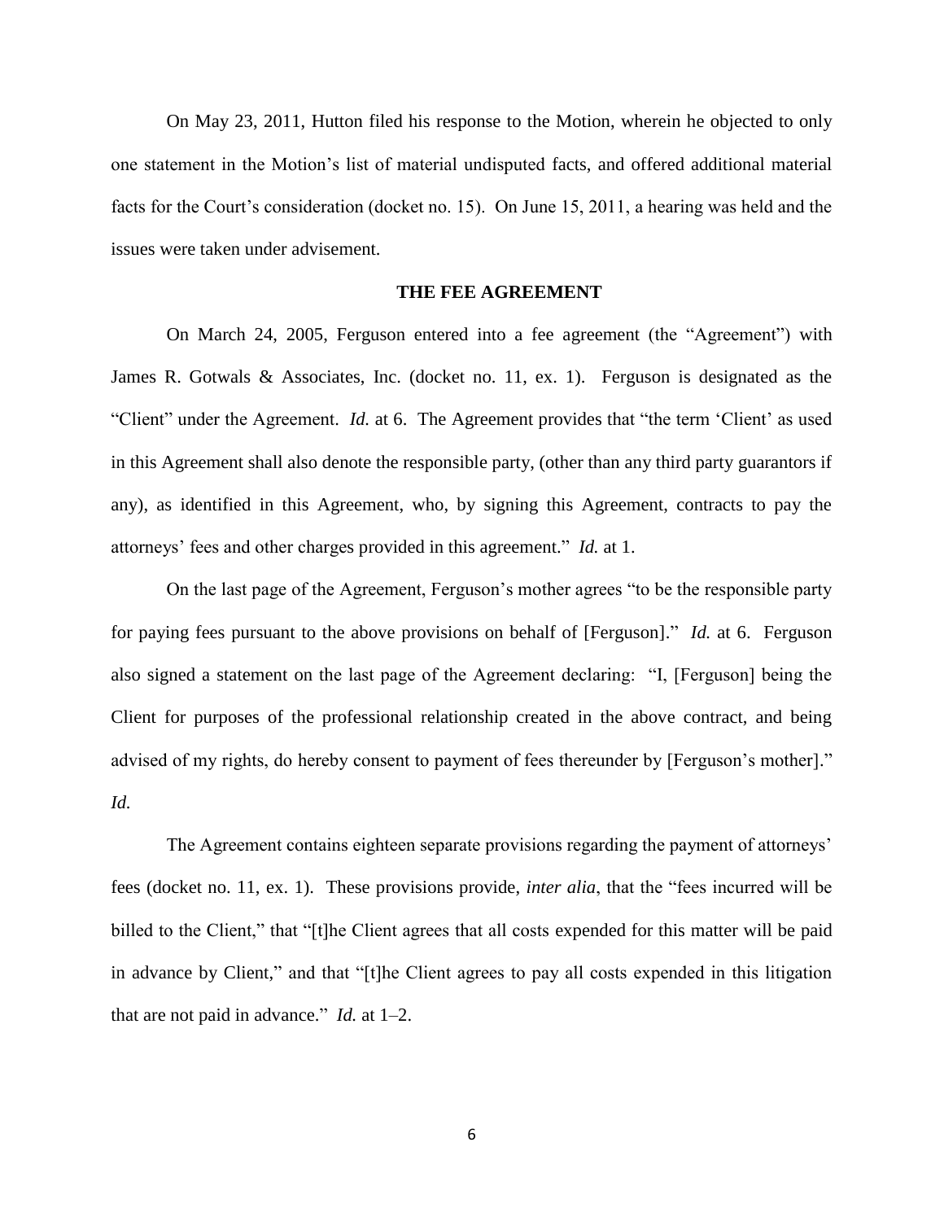On May 23, 2011, Hutton filed his response to the Motion, wherein he objected to only one statement in the Motion's list of material undisputed facts, and offered additional material facts for the Court's consideration (docket no. 15). On June 15, 2011, a hearing was held and the issues were taken under advisement.

## THE FEE AGREEMENT

On March 24, 2005, Ferguson entered into a fee agreement (the "Agreement") with James R. Gotwals & Associates, Inc. (docket no. 11, ex. 1). Ferguson is designated as the "Client" under the Agreement. *Id.* at 6. The Agreement provides that "the term 'Client' as used in this Agreement shall also denote the responsible party, (other than any third party guarantors if any), as identified in this Agreement, who, by signing this Agreement, contracts to pay the attorneys' fees and other charges provided in this agreement." *Id.* at 1.

On the last page of the Agreement, Ferguson's mother agrees "to be the responsible party for paying fees pursuant to the above provisions on behalf of [Ferguson]." *Id.* at 6. Ferguson also signed a statement on the last page of the Agreement declaring: "I, [Ferguson] being the Client for purposes of the professional relationship created in the above contract, and being advised of my rights, do hereby consent to payment of fees thereunder by [Ferguson's mother]." *Id.*

The Agreement contains eighteen separate provisions regarding the payment of attorneys' fees (docket no. 11, ex. 1). These provisions provide, *inter alia*, that the "fees incurred will be billed to the Client," that "[t]he Client agrees that all costs expended for this matter will be paid in advance by Client," and that "[t]he Client agrees to pay all costs expended in this litigation that are not paid in advance." *Id.* at 1–2.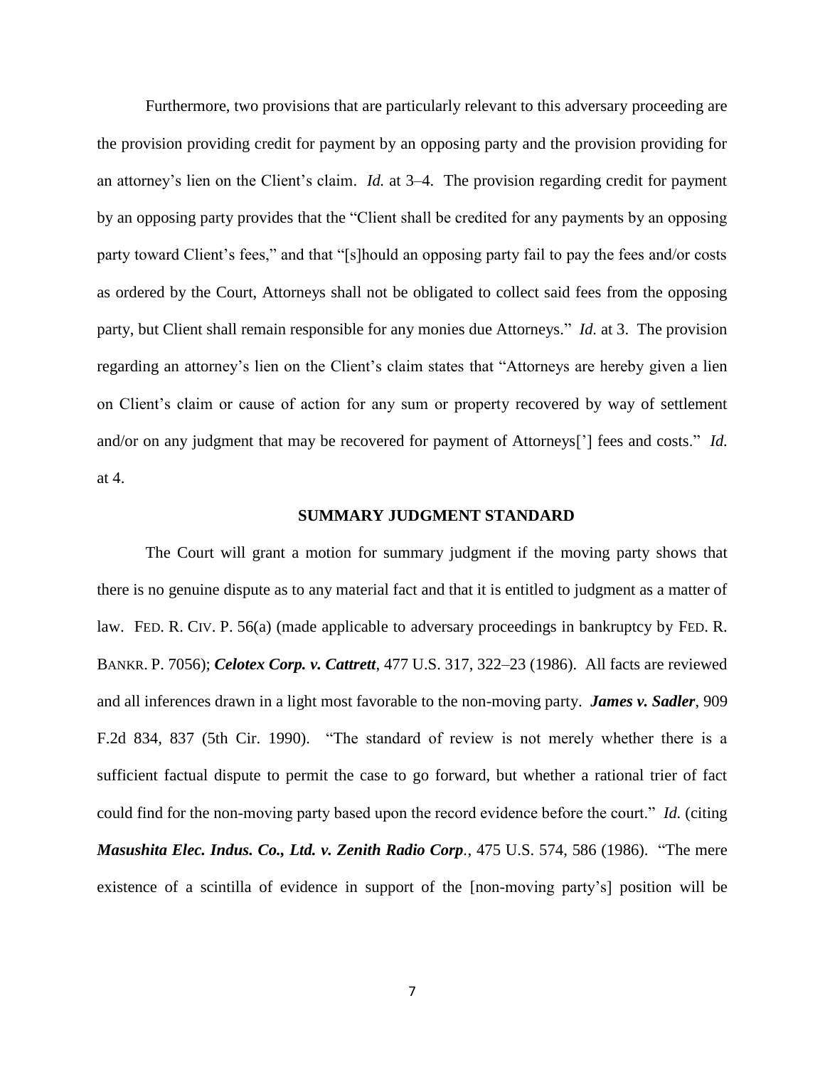Furthermore, two provisions that are particularly relevant to this adversary proceeding are the provision providing credit for payment by an opposing party and the provision providing for an attorney's lien on the Client's claim. *Id.* at 3–4. The provision regarding credit for payment by an opposing party provides that the "Client shall be credited for any payments by an opposing party toward Client's fees," and that "[s]hould an opposing party fail to pay the fees and/or costs as ordered by the Court, Attorneys shall not be obligated to collect said fees from the opposing party, but Client shall remain responsible for any monies due Attorneys." *Id.* at 3. The provision regarding an attorney's lien on the Client's claim states that "Attorneys are hereby given a lien on Client's claim or cause of action for any sum or property recovered by way of settlement and/or on any judgment that may be recovered for payment of Attorneys['] fees and costs." *Id.* at 4.

## SUMMARY JUDGMENT STANDARD

The Court will grant a motion for summary judgment if the moving party shows that there is no genuine dispute as to any material fact and that it is entitled to judgment as a matter of law. FED. R. CIV. P. 56(a) (made applicable to adversary proceedings in bankruptcy by FED. R. BANKR. P. 7056); ***Celotex Corp. v. Cattrett***, 477 U.S. 317, 322–23 (1986). All facts are reviewed and all inferences drawn in a light most favorable to the non-moving party. ***James v. Sadler***, 909 F.2d 834, 837 (5th Cir. 1990). "The standard of review is not merely whether there is a sufficient factual dispute to permit the case to go forward, but whether a rational trier of fact could find for the non-moving party based upon the record evidence before the court." *Id.* (citing ***Masushita Elec. Indus. Co., Ltd. v. Zenith Radio Corp***., 475 U.S. 574, 586 (1986). "The mere existence of a scintilla of evidence in support of the [non-moving party's] position will be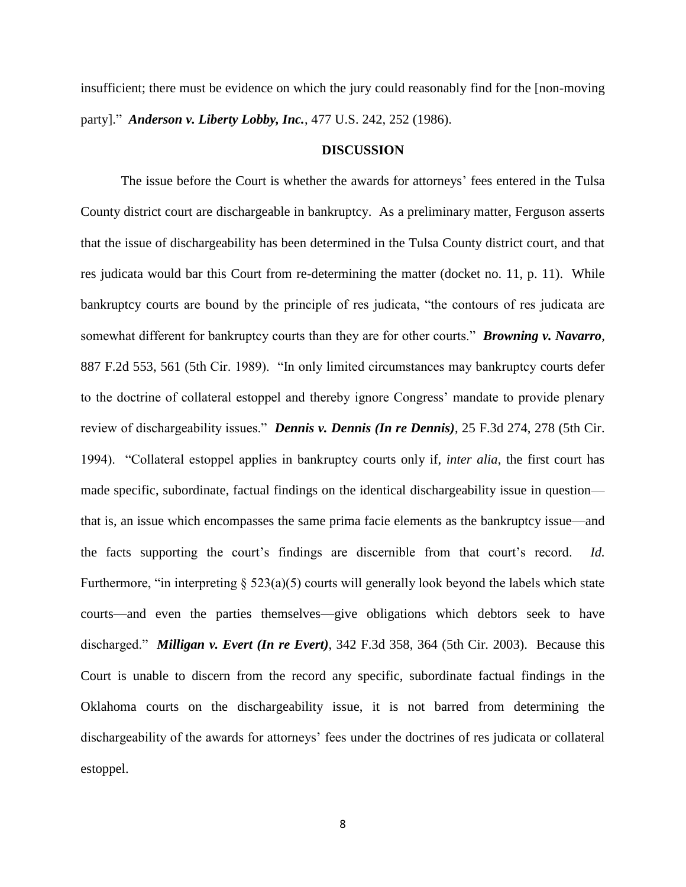insufficient; there must be evidence on which the jury could reasonably find for the [non-moving party]." ***Anderson v. Liberty Lobby, Inc.***, 477 U.S. 242, 252 (1986).

## DISCUSSION

The issue before the Court is whether the awards for attorneys' fees entered in the Tulsa County district court are dischargeable in bankruptcy. As a preliminary matter, Ferguson asserts that the issue of dischargeability has been determined in the Tulsa County district court, and that res judicata would bar this Court from re-determining the matter (docket no. 11, p. 11). While bankruptcy courts are bound by the principle of res judicata, "the contours of res judicata are somewhat different for bankruptcy courts than they are for other courts." ***Browning v. Navarro***, 887 F.2d 553, 561 (5th Cir. 1989). "In only limited circumstances may bankruptcy courts defer to the doctrine of collateral estoppel and thereby ignore Congress' mandate to provide plenary review of dischargeability issues." ***Dennis v. Dennis (In re Dennis)***, 25 F.3d 274, 278 (5th Cir. 1994). "Collateral estoppel applies in bankruptcy courts only if, *inter alia*, the first court has made specific, subordinate, factual findings on the identical dischargeability issue in question—that is, an issue which encompasses the same prima facie elements as the bankruptcy issue—and the facts supporting the court's findings are discernible from that court's record. *Id.* Furthermore, "in interpreting § 523(a)(5) courts will generally look beyond the labels which state courts—and even the parties themselves—give obligations which debtors seek to have discharged." ***Milligan v. Evert (In re Evert)***, 342 F.3d 358, 364 (5th Cir. 2003). Because this Court is unable to discern from the record any specific, subordinate factual findings in the Oklahoma courts on the dischargeability issue, it is not barred from determining the dischargeability of the awards for attorneys' fees under the doctrines of res judicata or collateral estoppel.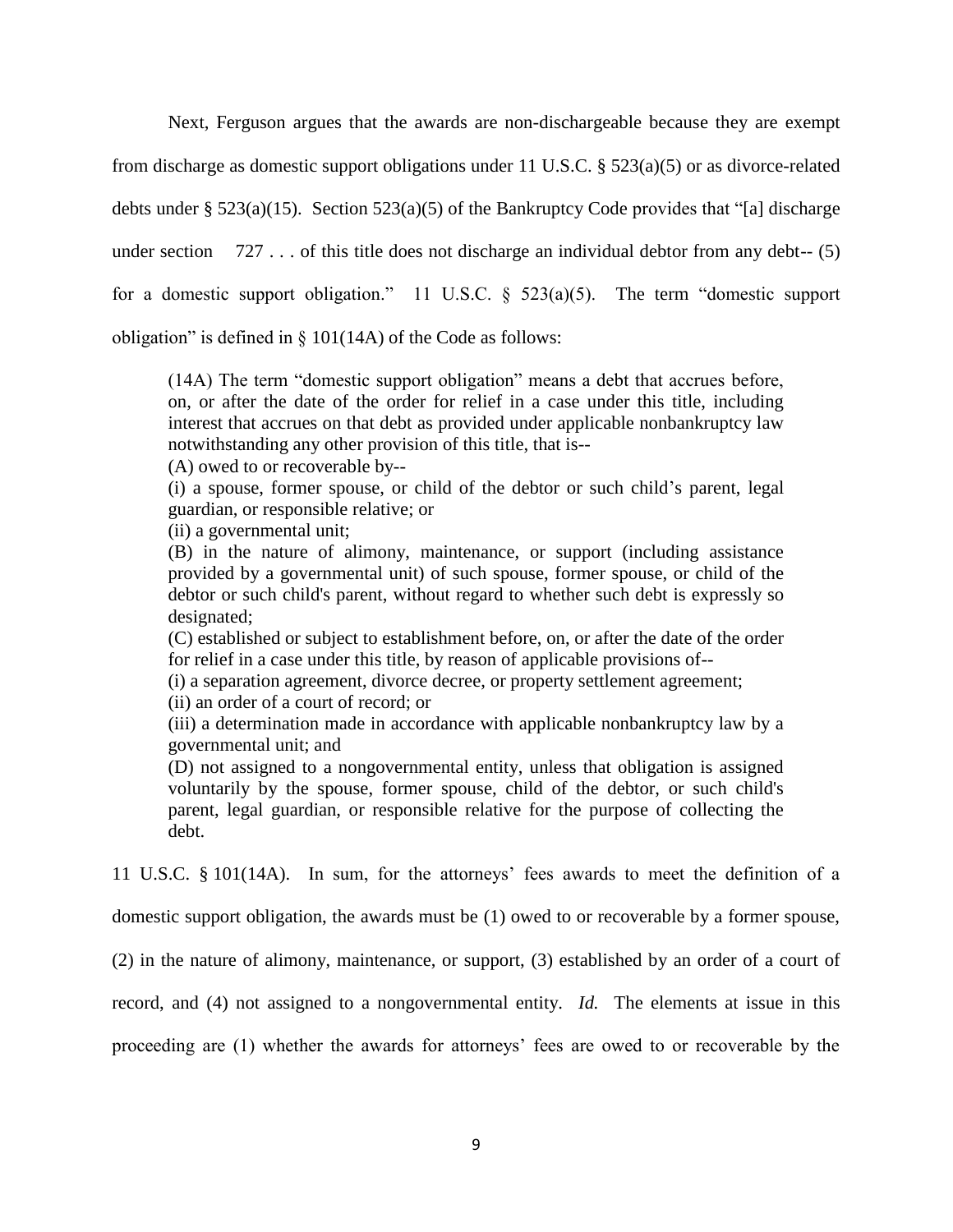Next, Ferguson argues that the awards are non-dischargeable because they are exempt from discharge as domestic support obligations under 11 U.S.C. § 523(a)(5) or as divorce-related debts under § 523(a)(15). Section 523(a)(5) of the Bankruptcy Code provides that "[a] discharge under section 727 . . . of this title does not discharge an individual debtor from any debt-- (5) for a domestic support obligation." 11 U.S.C. § 523(a)(5). The term "domestic support obligation" is defined in § 101(14A) of the Code as follows:

> (14A) The term "domestic support obligation" means a debt that accrues before, on, or after the date of the order for relief in a case under this title, including interest that accrues on that debt as provided under applicable nonbankruptcy law notwithstanding any other provision of this title, that is--
> (A) owed to or recoverable by--
> (i) a spouse, former spouse, or child of the debtor or such child's parent, legal guardian, or responsible relative; or
> (ii) a governmental unit;
> (B) in the nature of alimony, maintenance, or support (including assistance provided by a governmental unit) of such spouse, former spouse, or child of the debtor or such child's parent, without regard to whether such debt is expressly so designated;
> (C) established or subject to establishment before, on, or after the date of the order for relief in a case under this title, by reason of applicable provisions of--
> (i) a separation agreement, divorce decree, or property settlement agreement;
> (ii) an order of a court of record; or
> (iii) a determination made in accordance with applicable nonbankruptcy law by a governmental unit; and
> (D) not assigned to a nongovernmental entity, unless that obligation is assigned voluntarily by the spouse, former spouse, child of the debtor, or such child's parent, legal guardian, or responsible relative for the purpose of collecting the debt.

11 U.S.C. § 101(14A). In sum, for the attorneys' fees awards to meet the definition of a domestic support obligation, the awards must be (1) owed to or recoverable by a former spouse, (2) in the nature of alimony, maintenance, or support, (3) established by an order of a court of record, and (4) not assigned to a nongovernmental entity. *Id.* The elements at issue in this proceeding are (1) whether the awards for attorneys' fees are owed to or recoverable by the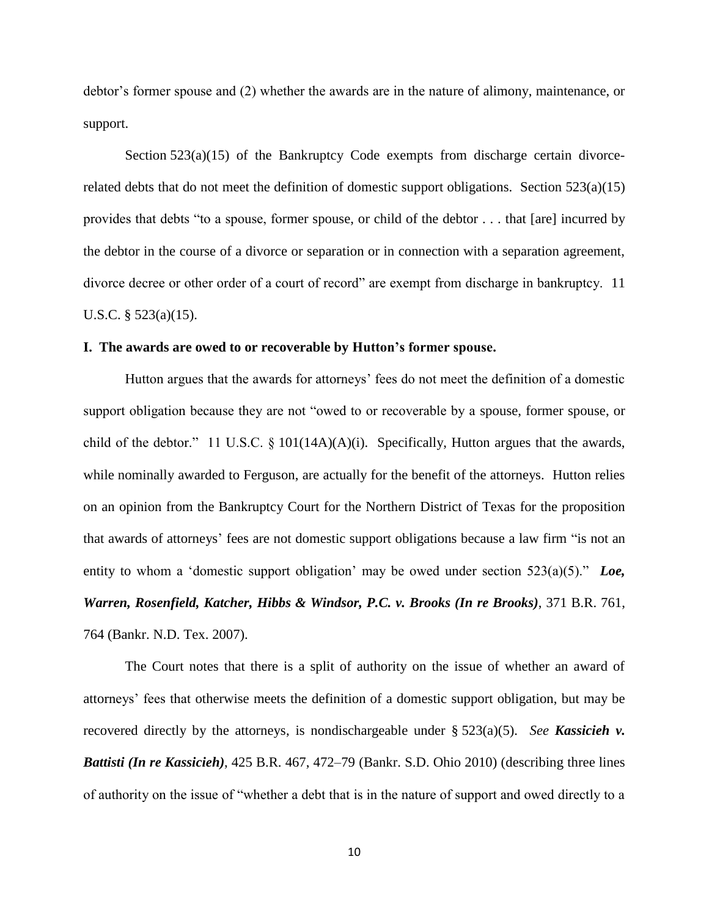debtor's former spouse and (2) whether the awards are in the nature of alimony, maintenance, or support.

Section 523(a)(15) of the Bankruptcy Code exempts from discharge certain divorce-related debts that do not meet the definition of domestic support obligations. Section 523(a)(15) provides that debts "to a spouse, former spouse, or child of the debtor . . . that [are] incurred by the debtor in the course of a divorce or separation or in connection with a separation agreement, divorce decree or other order of a court of record" are exempt from discharge in bankruptcy. 11 U.S.C. § 523(a)(15).

**I. The awards are owed to or recoverable by Hutton's former spouse.**

Hutton argues that the awards for attorneys' fees do not meet the definition of a domestic support obligation because they are not "owed to or recoverable by a spouse, former spouse, or child of the debtor." 11 U.S.C. § 101(14A)(A)(i). Specifically, Hutton argues that the awards, while nominally awarded to Ferguson, are actually for the benefit of the attorneys. Hutton relies on an opinion from the Bankruptcy Court for the Northern District of Texas for the proposition that awards of attorneys' fees are not domestic support obligations because a law firm "is not an entity to whom a 'domestic support obligation' may be owed under section 523(a)(5)." ***Loe, Warren, Rosenfield, Katcher, Hibbs & Windsor, P.C. v. Brooks (In re Brooks)***, 371 B.R. 761, 764 (Bankr. N.D. Tex. 2007).

The Court notes that there is a split of authority on the issue of whether an award of attorneys' fees that otherwise meets the definition of a domestic support obligation, but may be recovered directly by the attorneys, is nondischargeable under § 523(a)(5). *See* ***Kassicieh v. Battisti (In re Kassicieh)***, 425 B.R. 467, 472–79 (Bankr. S.D. Ohio 2010) (describing three lines of authority on the issue of "whether a debt that is in the nature of support and owed directly to a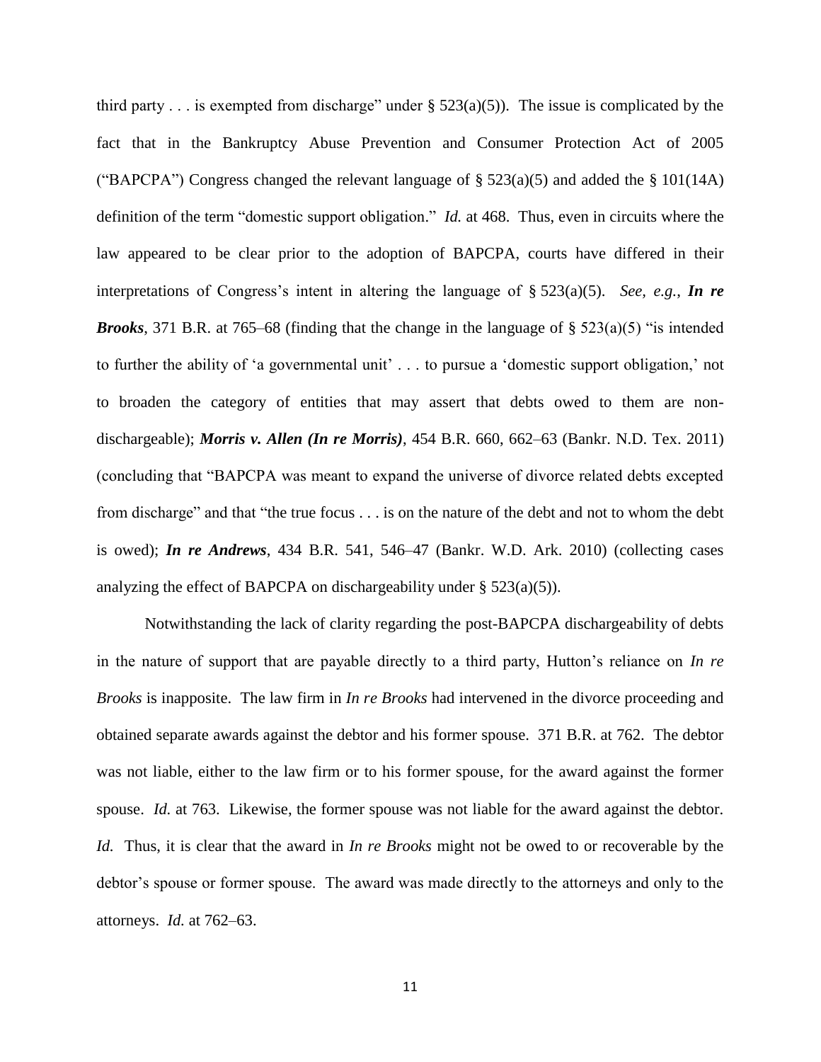third party . . . is exempted from discharge" under § 523(a)(5)). The issue is complicated by the fact that in the Bankruptcy Abuse Prevention and Consumer Protection Act of 2005 ("BAPCPA") Congress changed the relevant language of § 523(a)(5) and added the § 101(14A) definition of the term "domestic support obligation." *Id.* at 468. Thus, even in circuits where the law appeared to be clear prior to the adoption of BAPCPA, courts have differed in their interpretations of Congress's intent in altering the language of § 523(a)(5). *See, e.g.*, ***In re Brooks***, 371 B.R. at 765–68 (finding that the change in the language of § 523(a)(5) "is intended to further the ability of 'a governmental unit' . . . to pursue a 'domestic support obligation,' not to broaden the category of entities that may assert that debts owed to them are non-dischargeable); ***Morris v. Allen (In re Morris)***, 454 B.R. 660, 662–63 (Bankr. N.D. Tex. 2011) (concluding that "BAPCPA was meant to expand the universe of divorce related debts excepted from discharge" and that "the true focus . . . is on the nature of the debt and not to whom the debt is owed); ***In re Andrews***, 434 B.R. 541, 546–47 (Bankr. W.D. Ark. 2010) (collecting cases analyzing the effect of BAPCPA on dischargeability under § 523(a)(5)).

Notwithstanding the lack of clarity regarding the post-BAPCPA dischargeability of debts in the nature of support that are payable directly to a third party, Hutton's reliance on *In re Brooks* is inapposite. The law firm in *In re Brooks* had intervened in the divorce proceeding and obtained separate awards against the debtor and his former spouse. 371 B.R. at 762. The debtor was not liable, either to the law firm or to his former spouse, for the award against the former spouse. *Id.* at 763. Likewise, the former spouse was not liable for the award against the debtor. *Id.* Thus, it is clear that the award in *In re Brooks* might not be owed to or recoverable by the debtor's spouse or former spouse. The award was made directly to the attorneys and only to the attorneys. *Id.* at 762–63.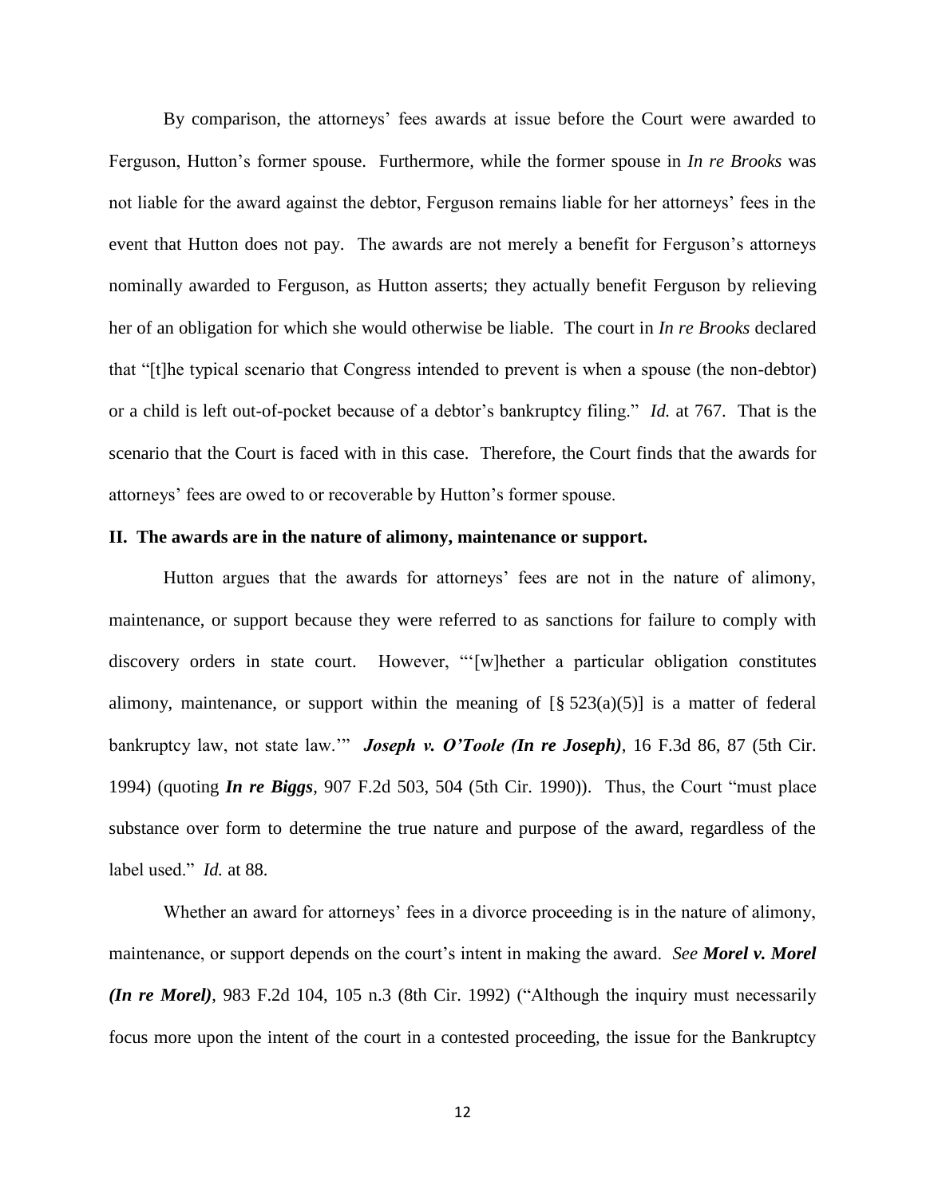By comparison, the attorneys' fees awards at issue before the Court were awarded to Ferguson, Hutton's former spouse. Furthermore, while the former spouse in *In re Brooks* was not liable for the award against the debtor, Ferguson remains liable for her attorneys' fees in the event that Hutton does not pay. The awards are not merely a benefit for Ferguson's attorneys nominally awarded to Ferguson, as Hutton asserts; they actually benefit Ferguson by relieving her of an obligation for which she would otherwise be liable. The court in *In re Brooks* declared that "[t]he typical scenario that Congress intended to prevent is when a spouse (the non-debtor) or a child is left out-of-pocket because of a debtor's bankruptcy filing." *Id.* at 767. That is the scenario that the Court is faced with in this case. Therefore, the Court finds that the awards for attorneys' fees are owed to or recoverable by Hutton's former spouse.

**II. The awards are in the nature of alimony, maintenance or support.**

Hutton argues that the awards for attorneys' fees are not in the nature of alimony, maintenance, or support because they were referred to as sanctions for failure to comply with discovery orders in state court. However, "'[w]hether a particular obligation constitutes alimony, maintenance, or support within the meaning of [§ 523(a)(5)] is a matter of federal bankruptcy law, not state law.'" ***Joseph v. O'Toole (In re Joseph)***, 16 F.3d 86, 87 (5th Cir. 1994) (quoting ***In re Biggs***, 907 F.2d 503, 504 (5th Cir. 1990)). Thus, the Court "must place substance over form to determine the true nature and purpose of the award, regardless of the label used." *Id.* at 88.

Whether an award for attorneys' fees in a divorce proceeding is in the nature of alimony, maintenance, or support depends on the court's intent in making the award. *See* ***Morel v. Morel (In re Morel)***, 983 F.2d 104, 105 n.3 (8th Cir. 1992) ("Although the inquiry must necessarily focus more upon the intent of the court in a contested proceeding, the issue for the Bankruptcy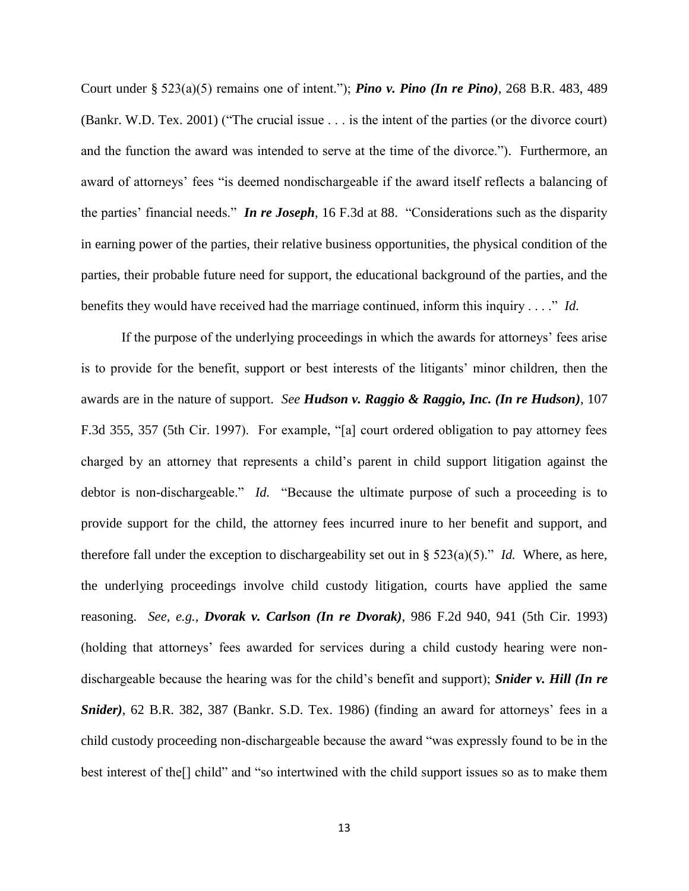Court under § 523(a)(5) remains one of intent."); ***Pino v. Pino (In re Pino)***, 268 B.R. 483, 489 (Bankr. W.D. Tex. 2001) ("The crucial issue . . . is the intent of the parties (or the divorce court) and the function the award was intended to serve at the time of the divorce."). Furthermore, an award of attorneys' fees "is deemed nondischargeable if the award itself reflects a balancing of the parties' financial needs." ***In re Joseph***, 16 F.3d at 88. "Considerations such as the disparity in earning power of the parties, their relative business opportunities, the physical condition of the parties, their probable future need for support, the educational background of the parties, and the benefits they would have received had the marriage continued, inform this inquiry . . . ." *Id.*

If the purpose of the underlying proceedings in which the awards for attorneys' fees arise is to provide for the benefit, support or best interests of the litigants' minor children, then the awards are in the nature of support. *See* ***Hudson v. Raggio & Raggio, Inc. (In re Hudson)***, 107 F.3d 355, 357 (5th Cir. 1997). For example, "[a] court ordered obligation to pay attorney fees charged by an attorney that represents a child's parent in child support litigation against the debtor is non-dischargeable." *Id.* "Because the ultimate purpose of such a proceeding is to provide support for the child, the attorney fees incurred inure to her benefit and support, and therefore fall under the exception to dischargeability set out in § 523(a)(5)." *Id.* Where, as here, the underlying proceedings involve child custody litigation, courts have applied the same reasoning. *See, e.g.*, ***Dvorak v. Carlson (In re Dvorak)***, 986 F.2d 940, 941 (5th Cir. 1993) (holding that attorneys' fees awarded for services during a child custody hearing were non-dischargeable because the hearing was for the child's benefit and support); ***Snider v. Hill (In re Snider)***, 62 B.R. 382, 387 (Bankr. S.D. Tex. 1986) (finding an award for attorneys' fees in a child custody proceeding non-dischargeable because the award "was expressly found to be in the best interest of the[] child" and "so intertwined with the child support issues so as to make them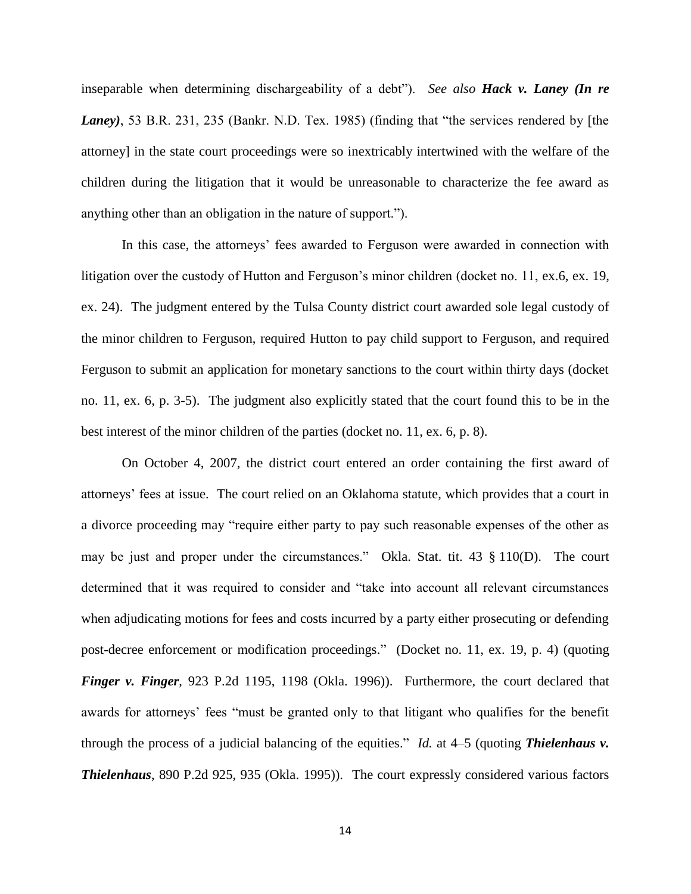inseparable when determining dischargeability of a debt"). *See also* ***Hack v. Laney (In re Laney)***, 53 B.R. 231, 235 (Bankr. N.D. Tex. 1985) (finding that "the services rendered by [the attorney] in the state court proceedings were so inextricably intertwined with the welfare of the children during the litigation that it would be unreasonable to characterize the fee award as anything other than an obligation in the nature of support.").

In this case, the attorneys' fees awarded to Ferguson were awarded in connection with litigation over the custody of Hutton and Ferguson's minor children (docket no. 11, ex.6, ex. 19, ex. 24). The judgment entered by the Tulsa County district court awarded sole legal custody of the minor children to Ferguson, required Hutton to pay child support to Ferguson, and required Ferguson to submit an application for monetary sanctions to the court within thirty days (docket no. 11, ex. 6, p. 3-5). The judgment also explicitly stated that the court found this to be in the best interest of the minor children of the parties (docket no. 11, ex. 6, p. 8).

On October 4, 2007, the district court entered an order containing the first award of attorneys' fees at issue. The court relied on an Oklahoma statute, which provides that a court in a divorce proceeding may "require either party to pay such reasonable expenses of the other as may be just and proper under the circumstances." Okla. Stat. tit. 43 § 110(D). The court determined that it was required to consider and "take into account all relevant circumstances when adjudicating motions for fees and costs incurred by a party either prosecuting or defending post-decree enforcement or modification proceedings." (Docket no. 11, ex. 19, p. 4) (quoting ***Finger v. Finger***, 923 P.2d 1195, 1198 (Okla. 1996)). Furthermore, the court declared that awards for attorneys' fees "must be granted only to that litigant who qualifies for the benefit through the process of a judicial balancing of the equities." *Id.* at 4–5 (quoting ***Thielenhaus v. Thielenhaus***, 890 P.2d 925, 935 (Okla. 1995)). The court expressly considered various factors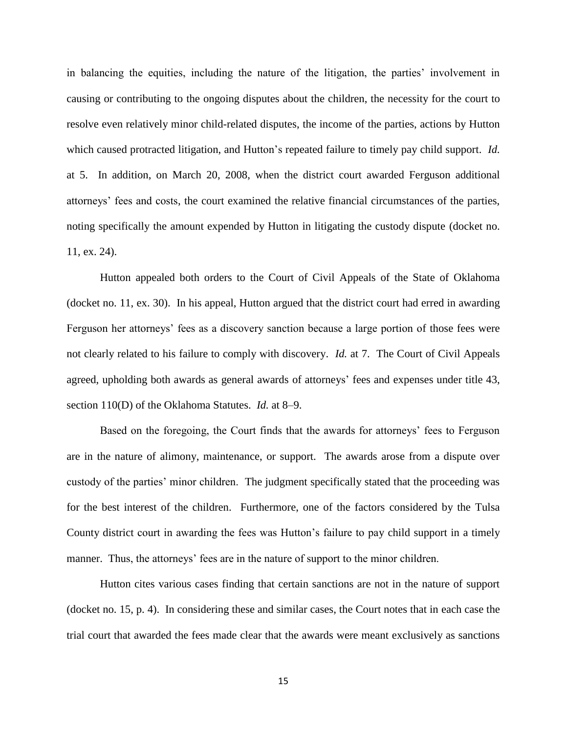in balancing the equities, including the nature of the litigation, the parties' involvement in causing or contributing to the ongoing disputes about the children, the necessity for the court to resolve even relatively minor child-related disputes, the income of the parties, actions by Hutton which caused protracted litigation, and Hutton's repeated failure to timely pay child support. *Id.* at 5. In addition, on March 20, 2008, when the district court awarded Ferguson additional attorneys' fees and costs, the court examined the relative financial circumstances of the parties, noting specifically the amount expended by Hutton in litigating the custody dispute (docket no. 11, ex. 24).

Hutton appealed both orders to the Court of Civil Appeals of the State of Oklahoma (docket no. 11, ex. 30). In his appeal, Hutton argued that the district court had erred in awarding Ferguson her attorneys' fees as a discovery sanction because a large portion of those fees were not clearly related to his failure to comply with discovery. *Id.* at 7. The Court of Civil Appeals agreed, upholding both awards as general awards of attorneys' fees and expenses under title 43, section 110(D) of the Oklahoma Statutes. *Id.* at 8–9.

Based on the foregoing, the Court finds that the awards for attorneys' fees to Ferguson are in the nature of alimony, maintenance, or support. The awards arose from a dispute over custody of the parties' minor children. The judgment specifically stated that the proceeding was for the best interest of the children. Furthermore, one of the factors considered by the Tulsa County district court in awarding the fees was Hutton's failure to pay child support in a timely manner. Thus, the attorneys' fees are in the nature of support to the minor children.

Hutton cites various cases finding that certain sanctions are not in the nature of support (docket no. 15, p. 4). In considering these and similar cases, the Court notes that in each case the trial court that awarded the fees made clear that the awards were meant exclusively as sanctions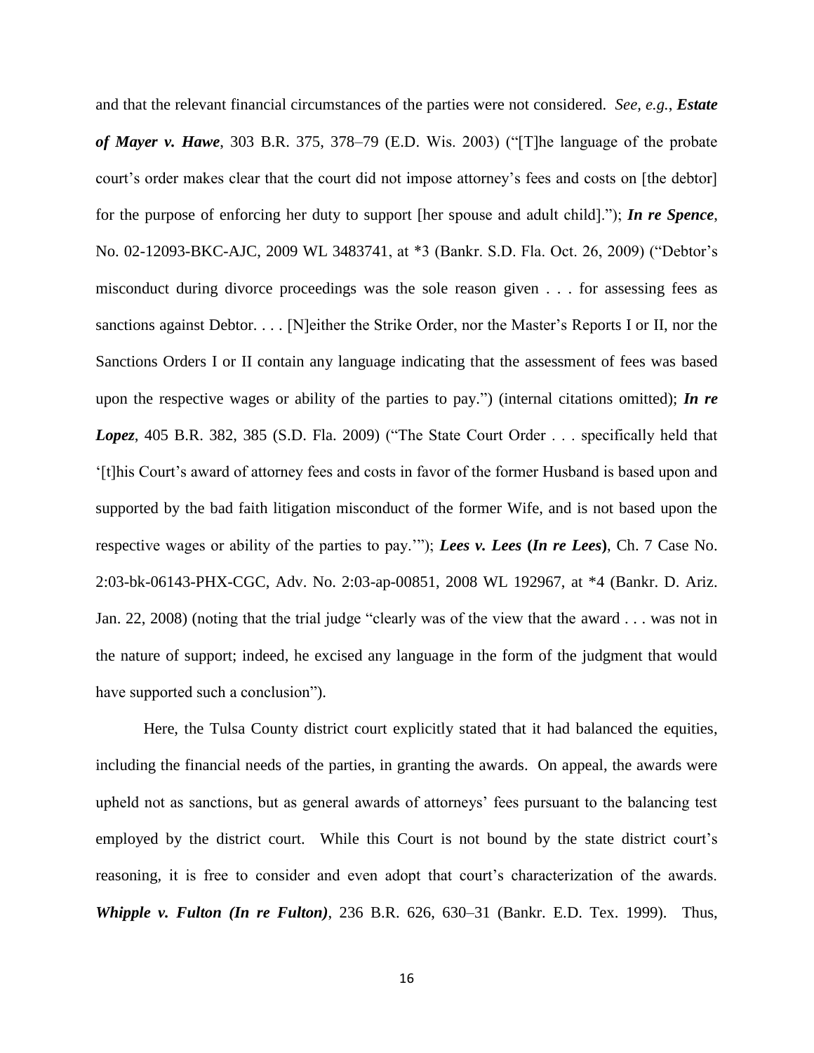and that the relevant financial circumstances of the parties were not considered. *See, e.g.*, ***Estate of Mayer v. Hawe***, 303 B.R. 375, 378–79 (E.D. Wis. 2003) ("[T]he language of the probate court's order makes clear that the court did not impose attorney's fees and costs on [the debtor] for the purpose of enforcing her duty to support [her spouse and adult child]."); ***In re Spence***, No. 02-12093-BKC-AJC, 2009 WL 3483741, at *3 (Bankr. S.D. Fla. Oct. 26, 2009) ("Debtor's misconduct during divorce proceedings was the sole reason given . . . for assessing fees as sanctions against Debtor. . . . [N]either the Strike Order, nor the Master's Reports I or II, nor the Sanctions Orders I or II contain any language indicating that the assessment of fees was based upon the respective wages or ability of the parties to pay.") (internal citations omitted); ***In re Lopez***, 405 B.R. 382, 385 (S.D. Fla. 2009) ("The State Court Order . . . specifically held that '[t]his Court's award of attorney fees and costs in favor of the former Husband is based upon and supported by the bad faith litigation misconduct of the former Wife, and is not based upon the respective wages or ability of the parties to pay.'"); ***Lees v. Lees* (*In re Lees*)**, Ch. 7 Case No. 2:03-bk-06143-PHX-CGC, Adv. No. 2:03-ap-00851, 2008 WL 192967, at *4 (Bankr. D. Ariz. Jan. 22, 2008) (noting that the trial judge "clearly was of the view that the award . . . was not in the nature of support; indeed, he excised any language in the form of the judgment that would have supported such a conclusion").

Here, the Tulsa County district court explicitly stated that it had balanced the equities, including the financial needs of the parties, in granting the awards. On appeal, the awards were upheld not as sanctions, but as general awards of attorneys' fees pursuant to the balancing test employed by the district court. While this Court is not bound by the state district court's reasoning, it is free to consider and even adopt that court's characterization of the awards. ***Whipple v. Fulton (In re Fulton)***, 236 B.R. 626, 630–31 (Bankr. E.D. Tex. 1999). Thus,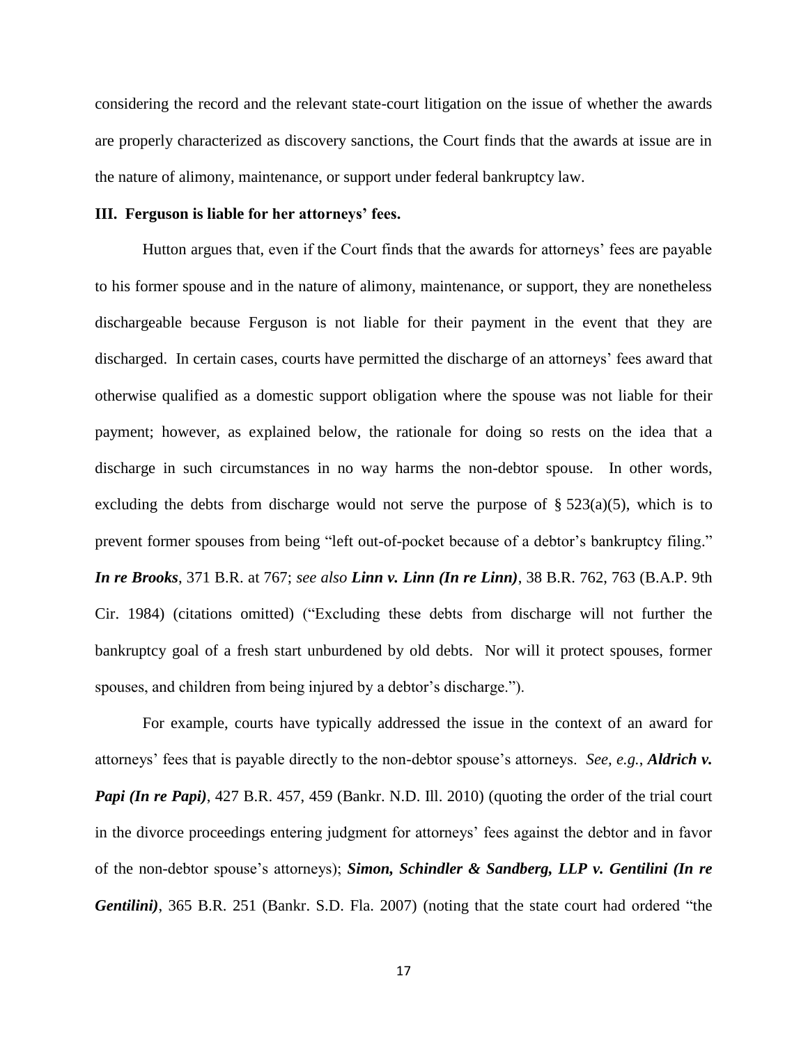considering the record and the relevant state-court litigation on the issue of whether the awards are properly characterized as discovery sanctions, the Court finds that the awards at issue are in the nature of alimony, maintenance, or support under federal bankruptcy law.

### III. Ferguson is liable for her attorneys' fees.

Hutton argues that, even if the Court finds that the awards for attorneys' fees are payable to his former spouse and in the nature of alimony, maintenance, or support, they are nonetheless dischargeable because Ferguson is not liable for their payment in the event that they are discharged. In certain cases, courts have permitted the discharge of an attorneys' fees award that otherwise qualified as a domestic support obligation where the spouse was not liable for their payment; however, as explained below, the rationale for doing so rests on the idea that a discharge in such circumstances in no way harms the non-debtor spouse. In other words, excluding the debts from discharge would not serve the purpose of § 523(a)(5), which is to prevent former spouses from being "left out-of-pocket because of a debtor's bankruptcy filing." ***In re Brooks***, 371 B.R. at 767; *see also* ***Linn v. Linn (In re Linn)***, 38 B.R. 762, 763 (B.A.P. 9th Cir. 1984) (citations omitted) ("Excluding these debts from discharge will not further the bankruptcy goal of a fresh start unburdened by old debts. Nor will it protect spouses, former spouses, and children from being injured by a debtor's discharge.").

For example, courts have typically addressed the issue in the context of an award for attorneys' fees that is payable directly to the non-debtor spouse's attorneys. *See, e.g.*, ***Aldrich v. Papi (In re Papi)***, 427 B.R. 457, 459 (Bankr. N.D. Ill. 2010) (quoting the order of the trial court in the divorce proceedings entering judgment for attorneys' fees against the debtor and in favor of the non-debtor spouse's attorneys); ***Simon, Schindler & Sandberg, LLP v. Gentilini (In re Gentilini)***, 365 B.R. 251 (Bankr. S.D. Fla. 2007) (noting that the state court had ordered "the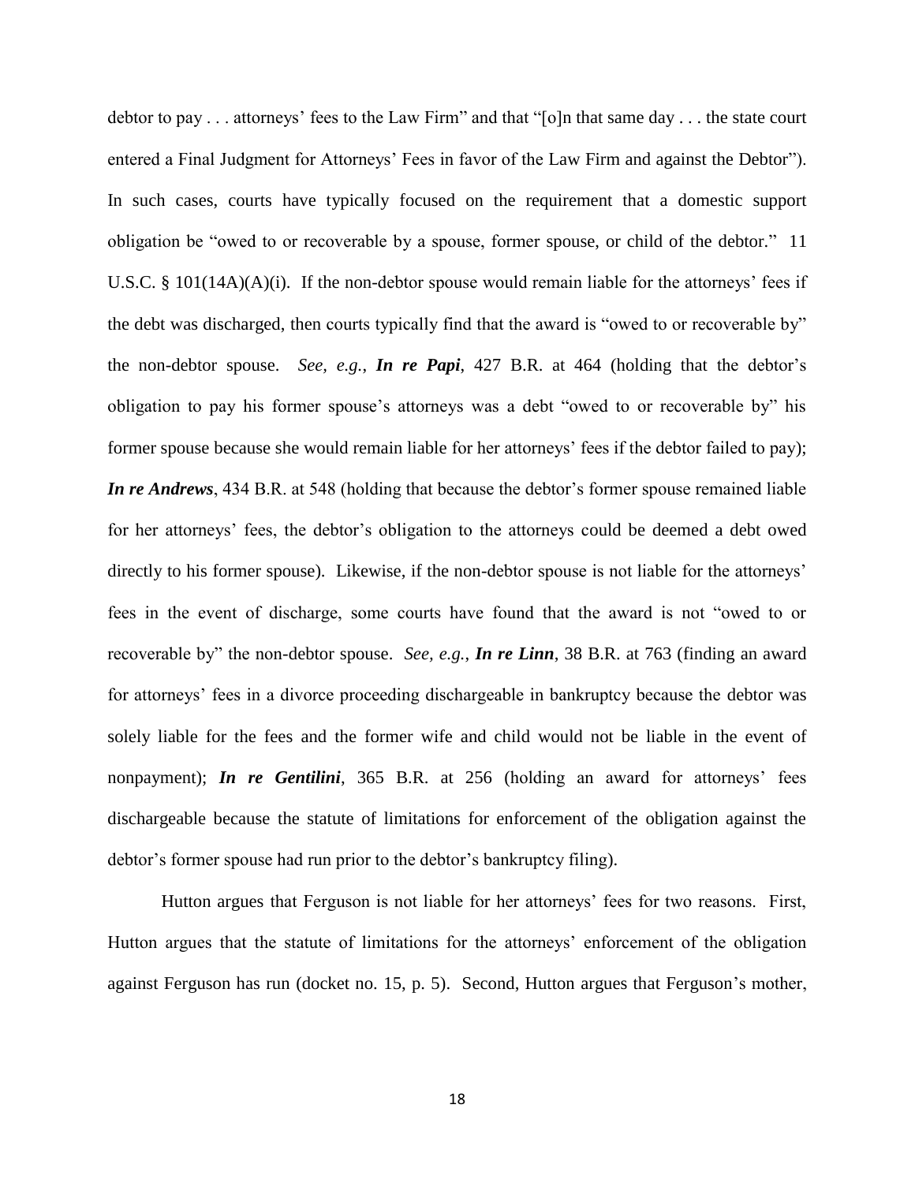debtor to pay . . . attorneys' fees to the Law Firm" and that "[o]n that same day . . . the state court entered a Final Judgment for Attorneys' Fees in favor of the Law Firm and against the Debtor"). In such cases, courts have typically focused on the requirement that a domestic support obligation be "owed to or recoverable by a spouse, former spouse, or child of the debtor." 11 U.S.C. § 101(14A)(A)(i). If the non-debtor spouse would remain liable for the attorneys' fees if the debt was discharged, then courts typically find that the award is "owed to or recoverable by" the non-debtor spouse. *See, e.g.*, ***In re Papi***, 427 B.R. at 464 (holding that the debtor's obligation to pay his former spouse's attorneys was a debt "owed to or recoverable by" his former spouse because she would remain liable for her attorneys' fees if the debtor failed to pay); ***In re Andrews***, 434 B.R. at 548 (holding that because the debtor's former spouse remained liable for her attorneys' fees, the debtor's obligation to the attorneys could be deemed a debt owed directly to his former spouse). Likewise, if the non-debtor spouse is not liable for the attorneys' fees in the event of discharge, some courts have found that the award is not "owed to or recoverable by" the non-debtor spouse. *See, e.g.*, ***In re Linn***, 38 B.R. at 763 (finding an award for attorneys' fees in a divorce proceeding dischargeable in bankruptcy because the debtor was solely liable for the fees and the former wife and child would not be liable in the event of nonpayment); ***In re Gentilini***, 365 B.R. at 256 (holding an award for attorneys' fees dischargeable because the statute of limitations for enforcement of the obligation against the debtor's former spouse had run prior to the debtor's bankruptcy filing).

Hutton argues that Ferguson is not liable for her attorneys' fees for two reasons. First, Hutton argues that the statute of limitations for the attorneys' enforcement of the obligation against Ferguson has run (docket no. 15, p. 5). Second, Hutton argues that Ferguson's mother,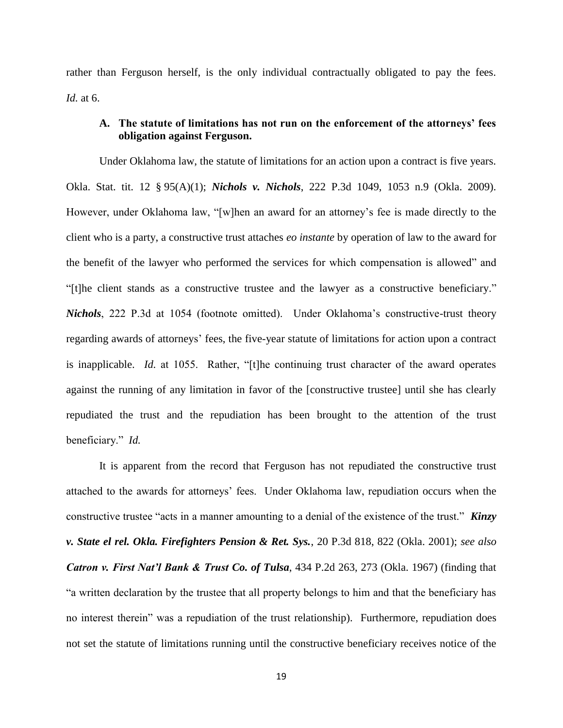rather than Ferguson herself, is the only individual contractually obligated to pay the fees. *Id.* at 6.

### A. The statute of limitations has not run on the enforcement of the attorneys' fees obligation against Ferguson.

Under Oklahoma law, the statute of limitations for an action upon a contract is five years. Okla. Stat. tit. 12 § 95(A)(1); ***Nichols v. Nichols***, 222 P.3d 1049, 1053 n.9 (Okla. 2009). However, under Oklahoma law, "[w]hen an award for an attorney's fee is made directly to the client who is a party, a constructive trust attaches *eo instante* by operation of law to the award for the benefit of the lawyer who performed the services for which compensation is allowed" and "[t]he client stands as a constructive trustee and the lawyer as a constructive beneficiary." ***Nichols***, 222 P.3d at 1054 (footnote omitted). Under Oklahoma's constructive-trust theory regarding awards of attorneys' fees, the five-year statute of limitations for action upon a contract is inapplicable. *Id.* at 1055. Rather, "[t]he continuing trust character of the award operates against the running of any limitation in favor of the [constructive trustee] until she has clearly repudiated the trust and the repudiation has been brought to the attention of the trust beneficiary." *Id.*

It is apparent from the record that Ferguson has not repudiated the constructive trust attached to the awards for attorneys' fees. Under Oklahoma law, repudiation occurs when the constructive trustee "acts in a manner amounting to a denial of the existence of the trust." ***Kinzy v. State el rel. Okla. Firefighters Pension & Ret. Sys.***, 20 P.3d 818, 822 (Okla. 2001); *see also* ***Catron v. First Nat'l Bank & Trust Co. of Tulsa***, 434 P.2d 263, 273 (Okla. 1967) (finding that "a written declaration by the trustee that all property belongs to him and that the beneficiary has no interest therein" was a repudiation of the trust relationship). Furthermore, repudiation does not set the statute of limitations running until the constructive beneficiary receives notice of the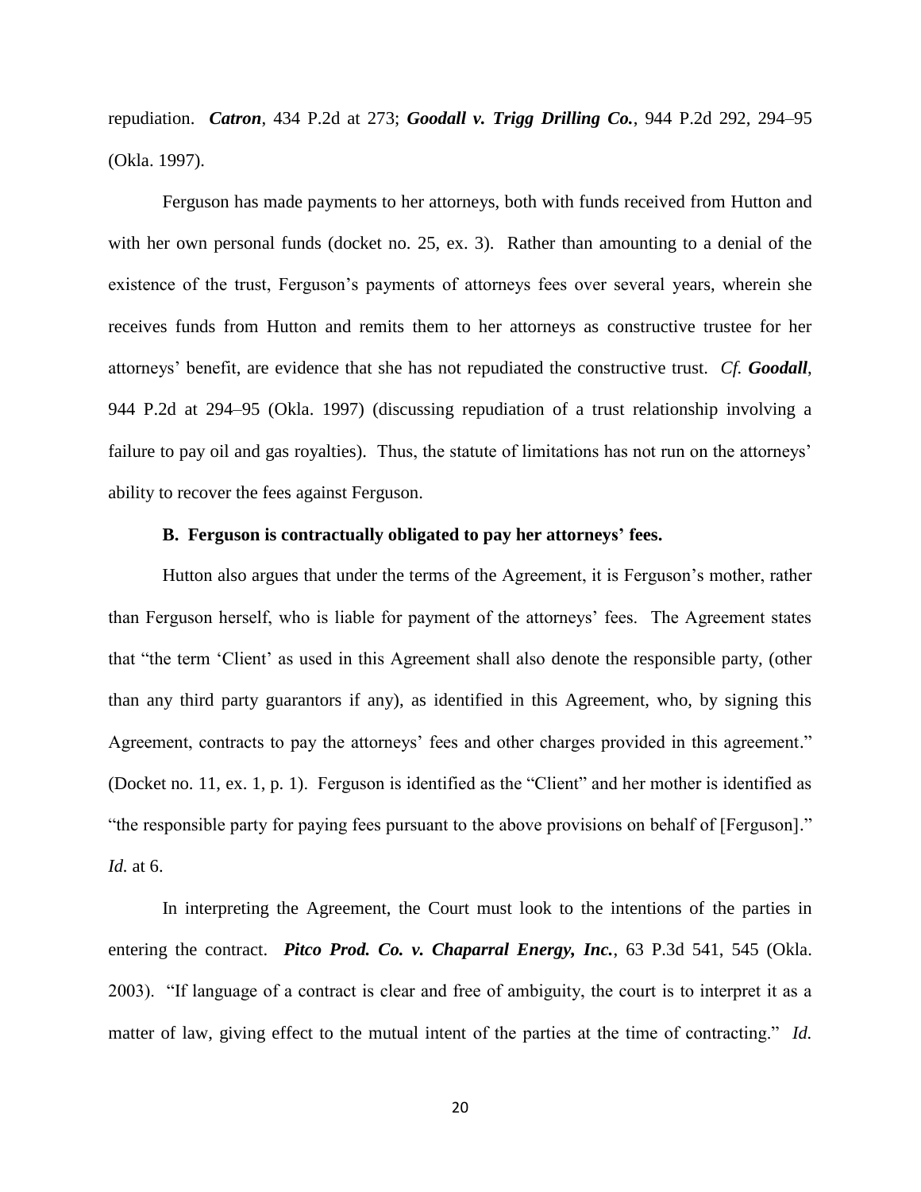repudiation. ***Catron***, 434 P.2d at 273; ***Goodall v. Trigg Drilling Co.***, 944 P.2d 292, 294–95 (Okla. 1997).

Ferguson has made payments to her attorneys, both with funds received from Hutton and with her own personal funds (docket no. 25, ex. 3). Rather than amounting to a denial of the existence of the trust, Ferguson's payments of attorneys fees over several years, wherein she receives funds from Hutton and remits them to her attorneys as constructive trustee for her attorneys' benefit, are evidence that she has not repudiated the constructive trust. *Cf.* ***Goodall***, 944 P.2d at 294–95 (Okla. 1997) (discussing repudiation of a trust relationship involving a failure to pay oil and gas royalties). Thus, the statute of limitations has not run on the attorneys' ability to recover the fees against Ferguson.

**B. Ferguson is contractually obligated to pay her attorneys' fees.**

Hutton also argues that under the terms of the Agreement, it is Ferguson's mother, rather than Ferguson herself, who is liable for payment of the attorneys' fees. The Agreement states that "the term 'Client' as used in this Agreement shall also denote the responsible party, (other than any third party guarantors if any), as identified in this Agreement, who, by signing this Agreement, contracts to pay the attorneys' fees and other charges provided in this agreement." (Docket no. 11, ex. 1, p. 1). Ferguson is identified as the "Client" and her mother is identified as "the responsible party for paying fees pursuant to the above provisions on behalf of [Ferguson]." *Id.* at 6.

In interpreting the Agreement, the Court must look to the intentions of the parties in entering the contract. ***Pitco Prod. Co. v. Chaparral Energy, Inc.***, 63 P.3d 541, 545 (Okla. 2003). "If language of a contract is clear and free of ambiguity, the court is to interpret it as a matter of law, giving effect to the mutual intent of the parties at the time of contracting." *Id.*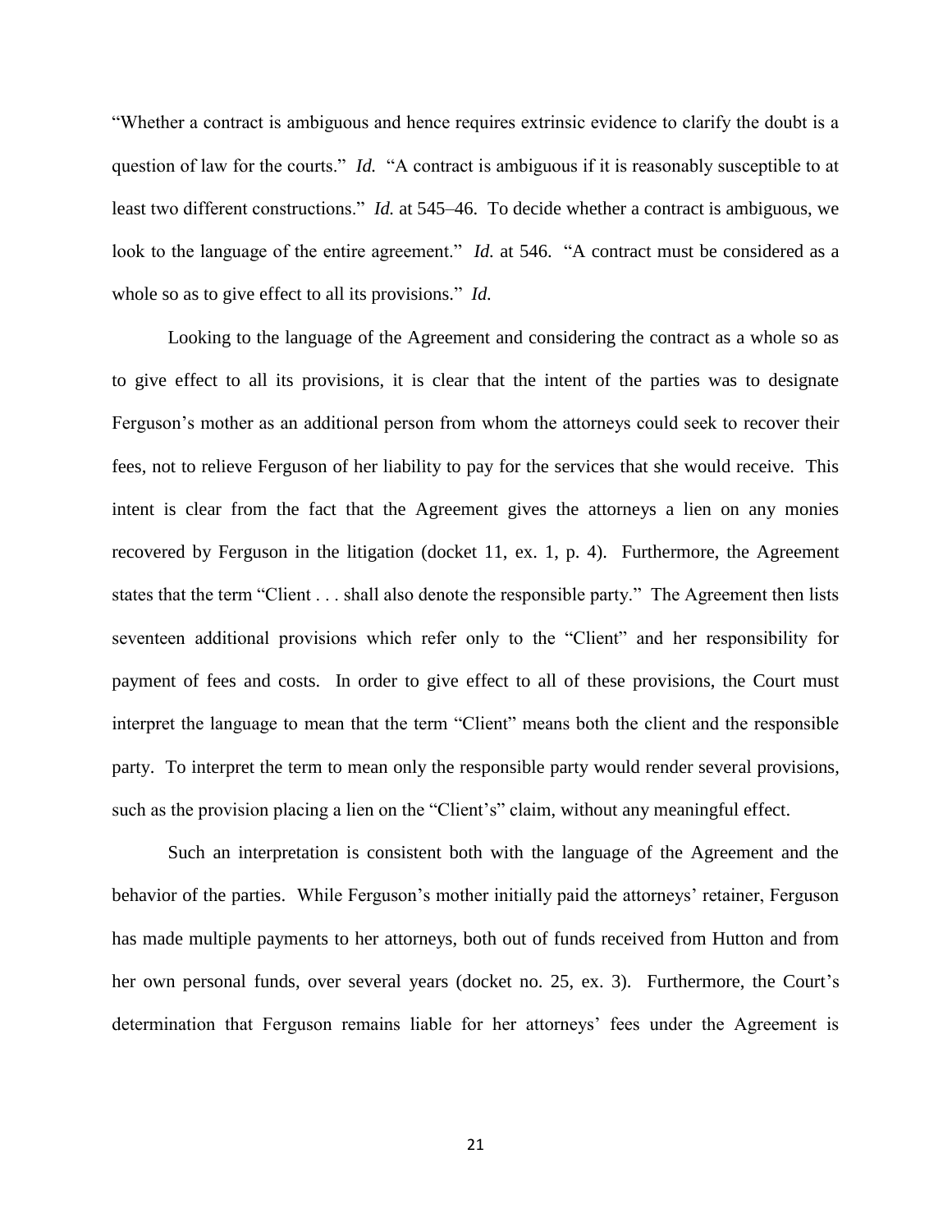"Whether a contract is ambiguous and hence requires extrinsic evidence to clarify the doubt is a question of law for the courts." *Id.* "A contract is ambiguous if it is reasonably susceptible to at least two different constructions." *Id.* at 545–46. To decide whether a contract is ambiguous, we look to the language of the entire agreement." *Id.* at 546. "A contract must be considered as a whole so as to give effect to all its provisions." *Id.*

Looking to the language of the Agreement and considering the contract as a whole so as to give effect to all its provisions, it is clear that the intent of the parties was to designate Ferguson's mother as an additional person from whom the attorneys could seek to recover their fees, not to relieve Ferguson of her liability to pay for the services that she would receive. This intent is clear from the fact that the Agreement gives the attorneys a lien on any monies recovered by Ferguson in the litigation (docket 11, ex. 1, p. 4). Furthermore, the Agreement states that the term "Client . . . shall also denote the responsible party." The Agreement then lists seventeen additional provisions which refer only to the "Client" and her responsibility for payment of fees and costs. In order to give effect to all of these provisions, the Court must interpret the language to mean that the term "Client" means both the client and the responsible party. To interpret the term to mean only the responsible party would render several provisions, such as the provision placing a lien on the "Client's" claim, without any meaningful effect.

Such an interpretation is consistent both with the language of the Agreement and the behavior of the parties. While Ferguson's mother initially paid the attorneys' retainer, Ferguson has made multiple payments to her attorneys, both out of funds received from Hutton and from her own personal funds, over several years (docket no. 25, ex. 3). Furthermore, the Court's determination that Ferguson remains liable for her attorneys' fees under the Agreement is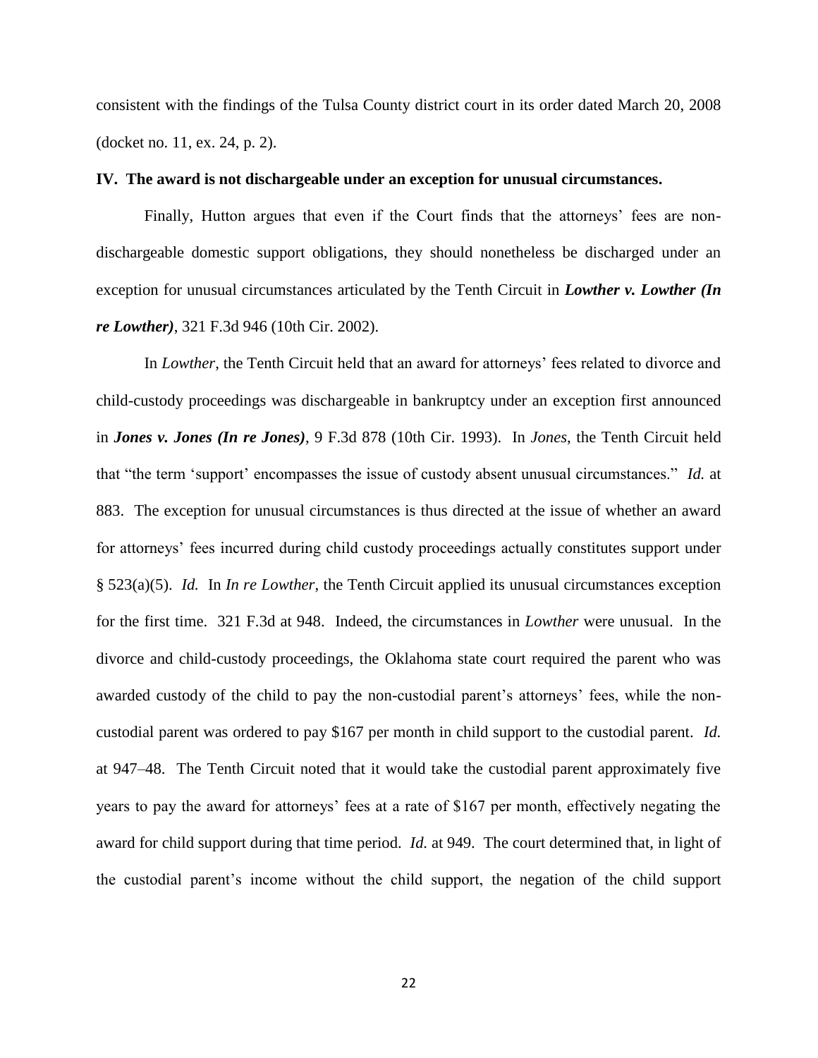consistent with the findings of the Tulsa County district court in its order dated March 20, 2008 (docket no. 11, ex. 24, p. 2).

**IV. The award is not dischargeable under an exception for unusual circumstances.**

Finally, Hutton argues that even if the Court finds that the attorneys' fees are non-dischargeable domestic support obligations, they should nonetheless be discharged under an exception for unusual circumstances articulated by the Tenth Circuit in ***Lowther v. Lowther (In re Lowther)***, 321 F.3d 946 (10th Cir. 2002).

In *Lowther*, the Tenth Circuit held that an award for attorneys' fees related to divorce and child-custody proceedings was dischargeable in bankruptcy under an exception first announced in ***Jones v. Jones (In re Jones)***, 9 F.3d 878 (10th Cir. 1993). In *Jones*, the Tenth Circuit held that "the term 'support' encompasses the issue of custody absent unusual circumstances." *Id.* at 883. The exception for unusual circumstances is thus directed at the issue of whether an award for attorneys' fees incurred during child custody proceedings actually constitutes support under § 523(a)(5). *Id.* In *In re Lowther*, the Tenth Circuit applied its unusual circumstances exception for the first time. 321 F.3d at 948. Indeed, the circumstances in *Lowther* were unusual. In the divorce and child-custody proceedings, the Oklahoma state court required the parent who was awarded custody of the child to pay the non-custodial parent's attorneys' fees, while the non-custodial parent was ordered to pay $167 per month in child support to the custodial parent. *Id.* at 947–48. The Tenth Circuit noted that it would take the custodial parent approximately five years to pay the award for attorneys' fees at a rate of $167 per month, effectively negating the award for child support during that time period. *Id.* at 949. The court determined that, in light of the custodial parent's income without the child support, the negation of the child support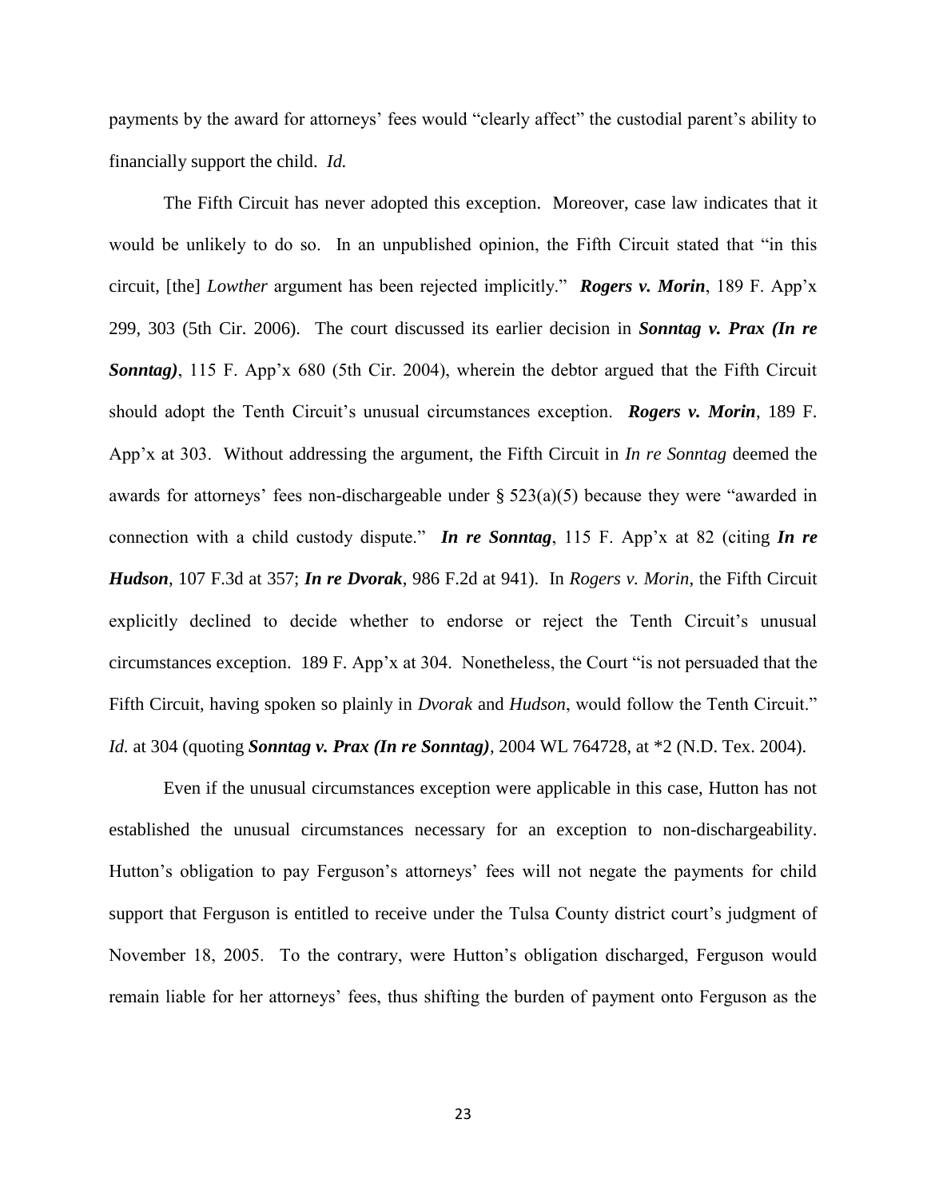payments by the award for attorneys' fees would "clearly affect" the custodial parent's ability to financially support the child. *Id.*

The Fifth Circuit has never adopted this exception. Moreover, case law indicates that it would be unlikely to do so. In an unpublished opinion, the Fifth Circuit stated that "in this circuit, [the] *Lowther* argument has been rejected implicitly." ***Rogers v. Morin***, 189 F. App'x 299, 303 (5th Cir. 2006). The court discussed its earlier decision in ***Sonntag v. Prax (In re Sonntag)***, 115 F. App'x 680 (5th Cir. 2004), wherein the debtor argued that the Fifth Circuit should adopt the Tenth Circuit's unusual circumstances exception. ***Rogers v. Morin***, 189 F. App'x at 303. Without addressing the argument, the Fifth Circuit in *In re Sonntag* deemed the awards for attorneys' fees non-dischargeable under § 523(a)(5) because they were "awarded in connection with a child custody dispute." ***In re Sonntag***, 115 F. App'x at 82 (citing ***In re Hudson***, 107 F.3d at 357; ***In re Dvorak***, 986 F.2d at 941). In *Rogers v. Morin*, the Fifth Circuit explicitly declined to decide whether to endorse or reject the Tenth Circuit's unusual circumstances exception. 189 F. App'x at 304. Nonetheless, the Court "is not persuaded that the Fifth Circuit, having spoken so plainly in *Dvorak* and *Hudson*, would follow the Tenth Circuit." *Id.* at 304 (quoting ***Sonntag v. Prax (In re Sonntag)***, 2004 WL 764728, at *2 (N.D. Tex. 2004).

Even if the unusual circumstances exception were applicable in this case, Hutton has not established the unusual circumstances necessary for an exception to non-dischargeability. Hutton's obligation to pay Ferguson's attorneys' fees will not negate the payments for child support that Ferguson is entitled to receive under the Tulsa County district court's judgment of November 18, 2005. To the contrary, were Hutton's obligation discharged, Ferguson would remain liable for her attorneys' fees, thus shifting the burden of payment onto Ferguson as the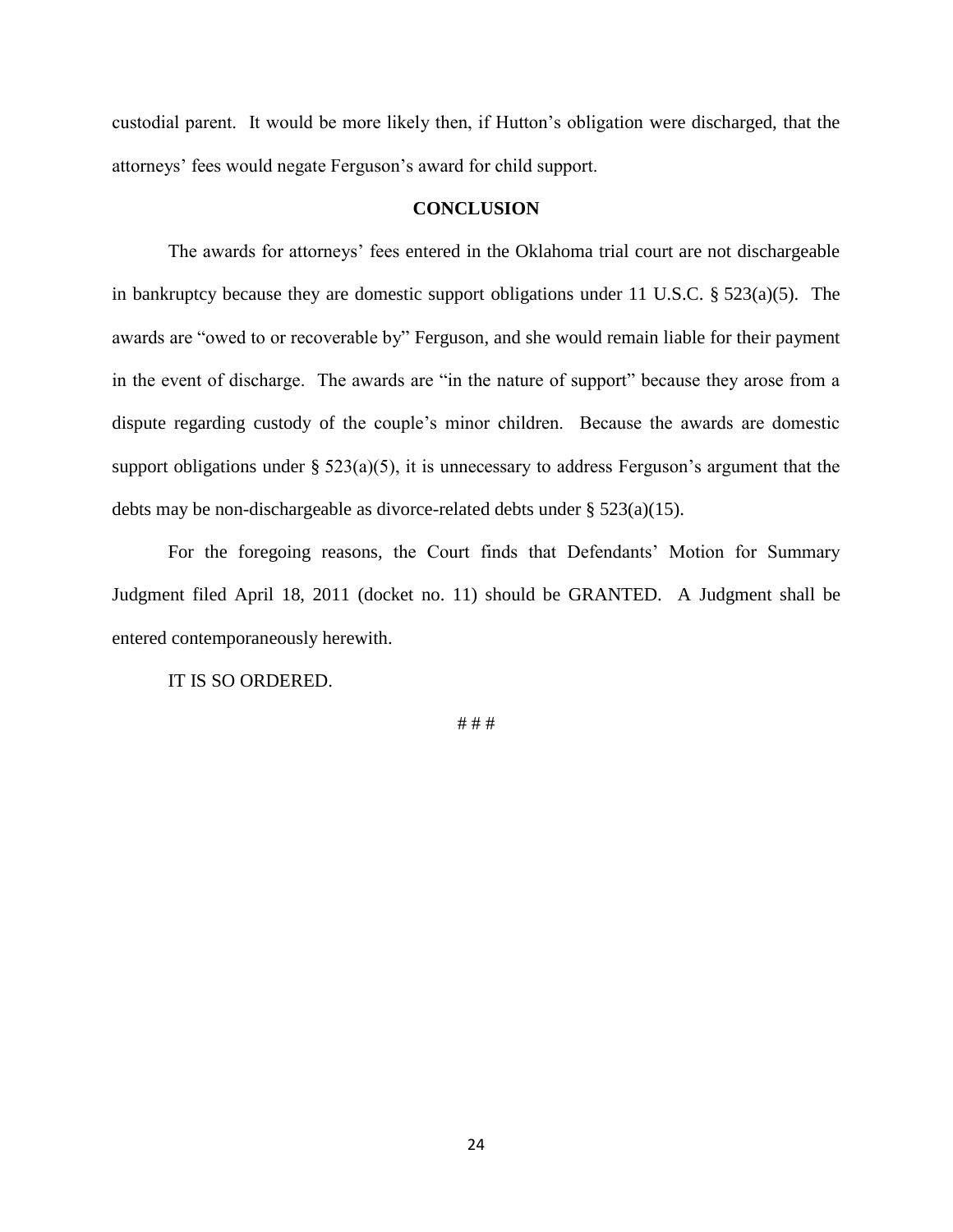custodial parent. It would be more likely then, if Hutton's obligation were discharged, that the attorneys' fees would negate Ferguson's award for child support.

## CONCLUSION

The awards for attorneys' fees entered in the Oklahoma trial court are not dischargeable in bankruptcy because they are domestic support obligations under 11 U.S.C. § 523(a)(5). The awards are "owed to or recoverable by" Ferguson, and she would remain liable for their payment in the event of discharge. The awards are "in the nature of support" because they arose from a dispute regarding custody of the couple's minor children. Because the awards are domestic support obligations under § 523(a)(5), it is unnecessary to address Ferguson's argument that the debts may be non-dischargeable as divorce-related debts under § 523(a)(15).

For the foregoing reasons, the Court finds that Defendants' Motion for Summary Judgment filed April 18, 2011 (docket no. 11) should be GRANTED. A Judgment shall be entered contemporaneously herewith.

IT IS SO ORDERED.

# # #